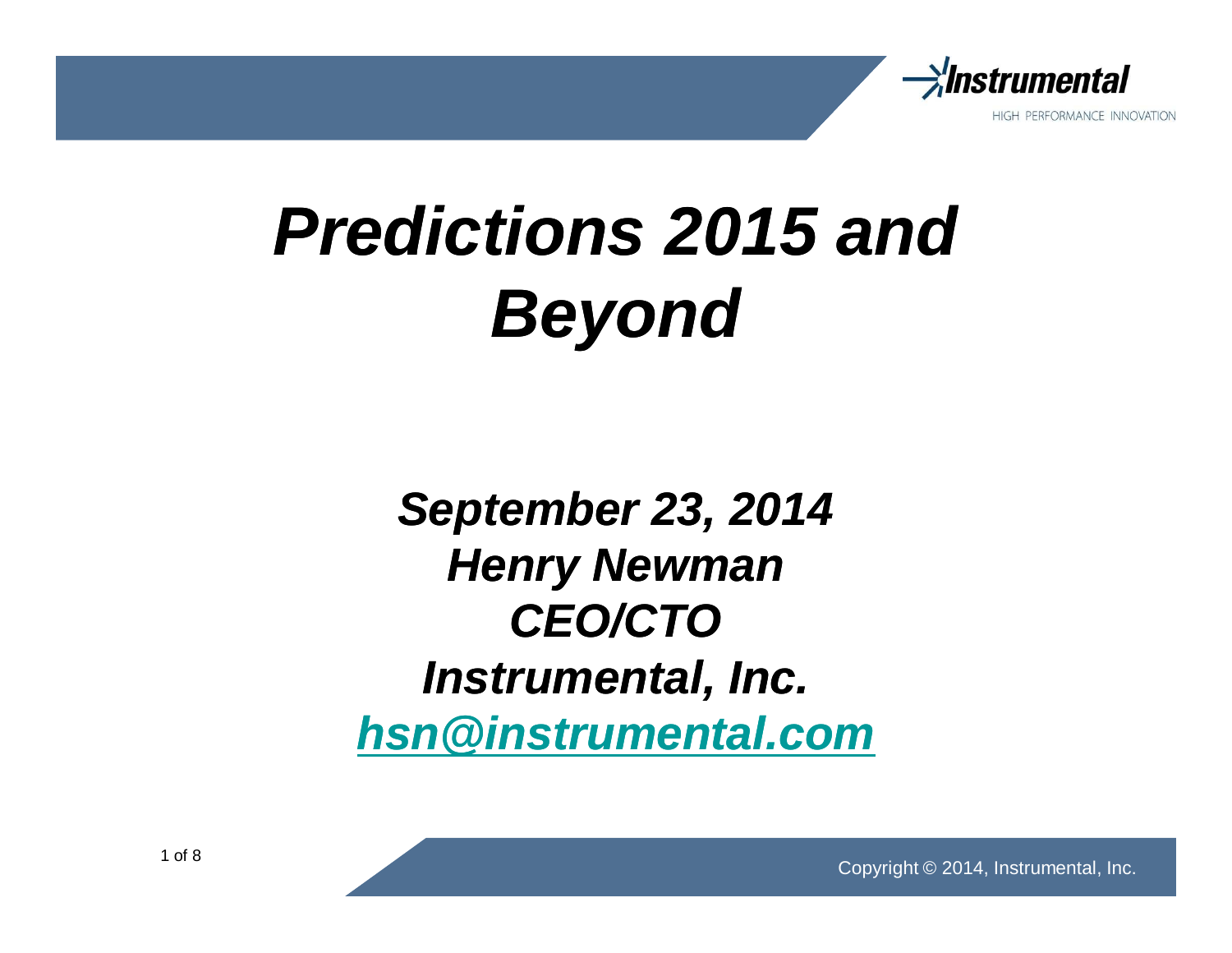# *Predictions 2015 and Beyond*

***September 23, 2014***
***Henry Newman***
***CEO/CTO***
***Instrumental, Inc.***
***hsn@instrumental.com***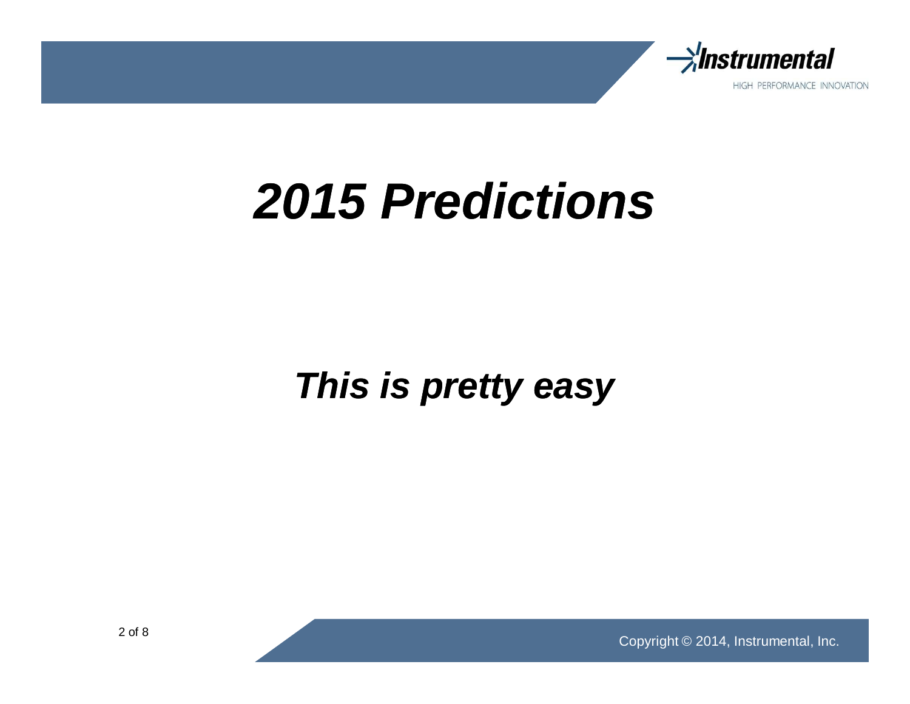# *2015 Predictions*

## *This is pretty easy*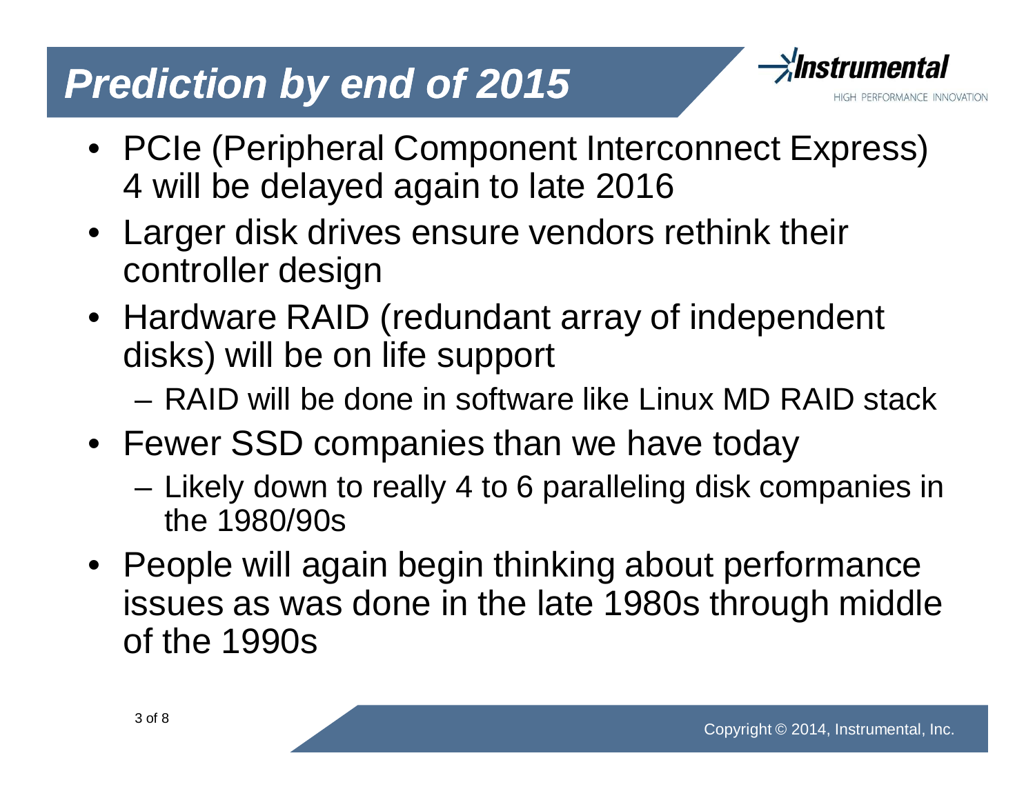# Prediction by end of 2015

- PCIe (Peripheral Component Interconnect Express) 4 will be delayed again to late 2016
- Larger disk drives ensure vendors rethink their controller design
- Hardware RAID (redundant array of independent disks) will be on life support
  - RAID will be done in software like Linux MD RAID stack
- Fewer SSD companies than we have today
  - Likely down to really 4 to 6 paralleling disk companies in the 1980/90s
- People will again begin thinking about performance issues as was done in the late 1980s through middle of the 1990s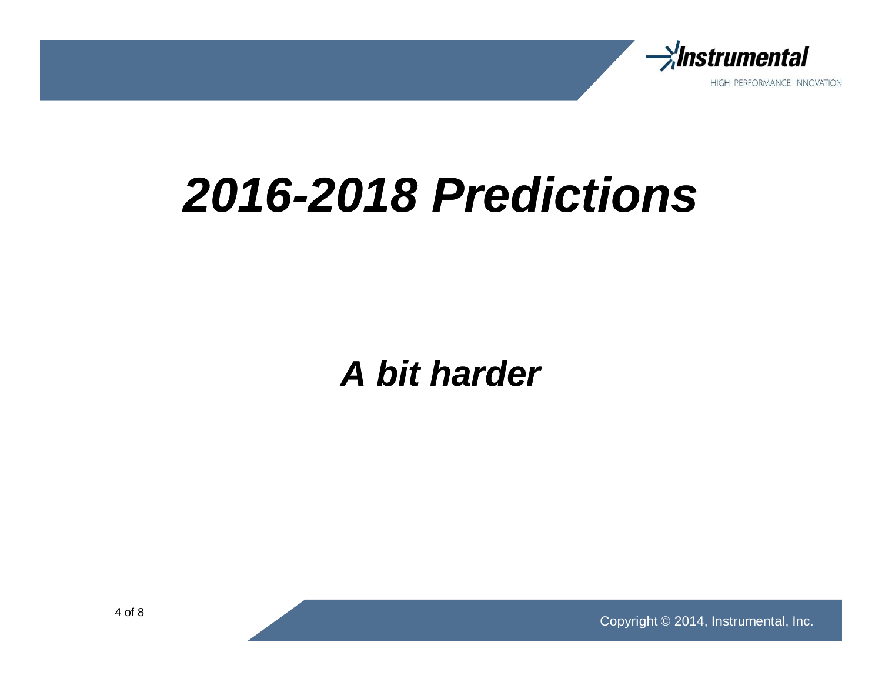# *2016-2018 Predictions*

## *A bit harder*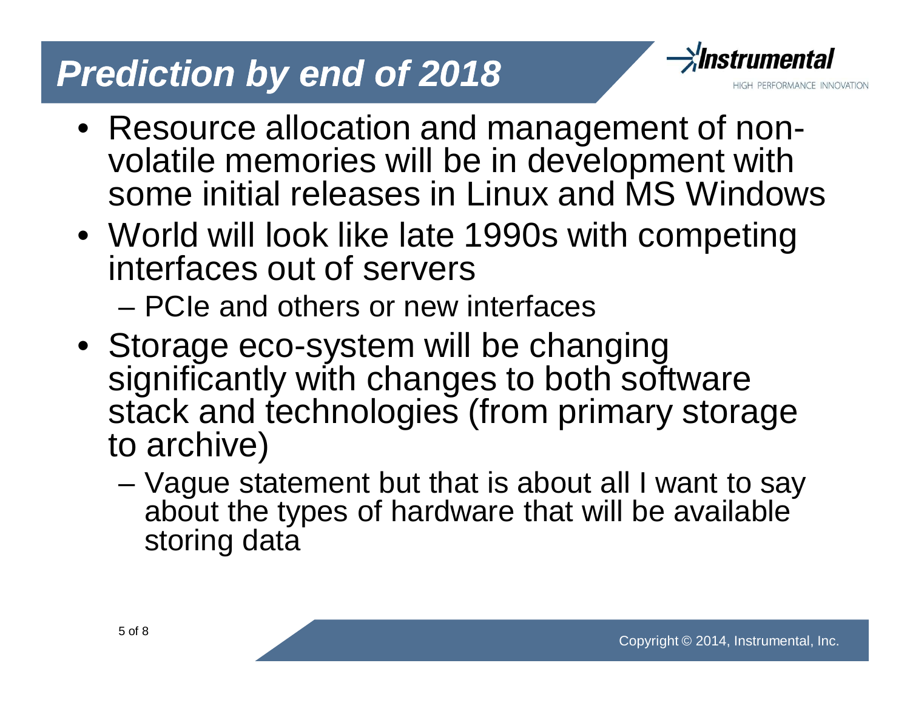# *Prediction by end of 2018*

- Resource allocation and management of non-volatile memories will be in development with some initial releases in Linux and MS Windows
- World will look like late 1990s with competing interfaces out of servers
  - PCIe and others or new interfaces
- Storage eco-system will be changing significantly with changes to both software stack and technologies (from primary storage to archive)
  - Vague statement but that is about all I want to say about the types of hardware that will be available storing data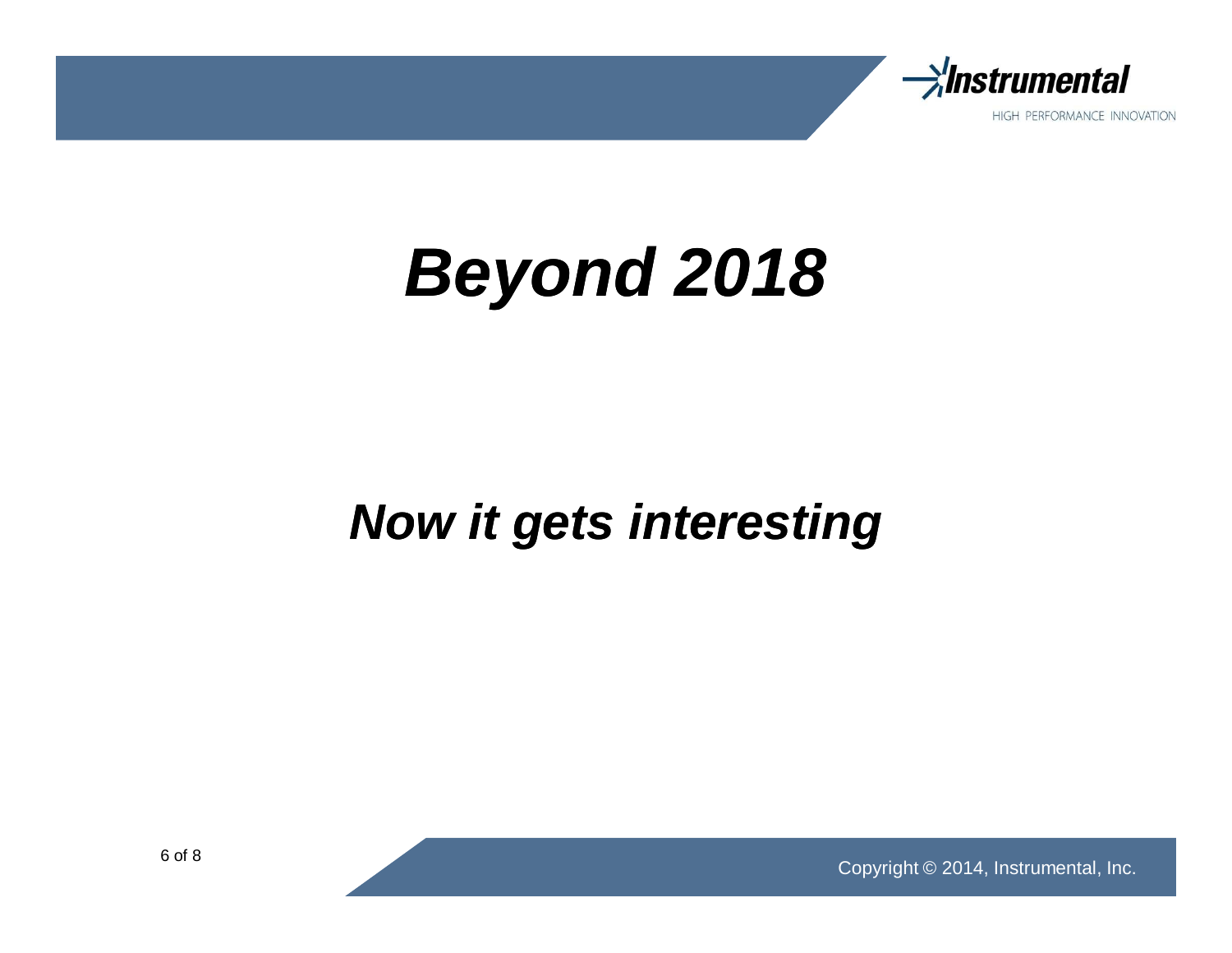# *Beyond 2018*

## *Now it gets interesting*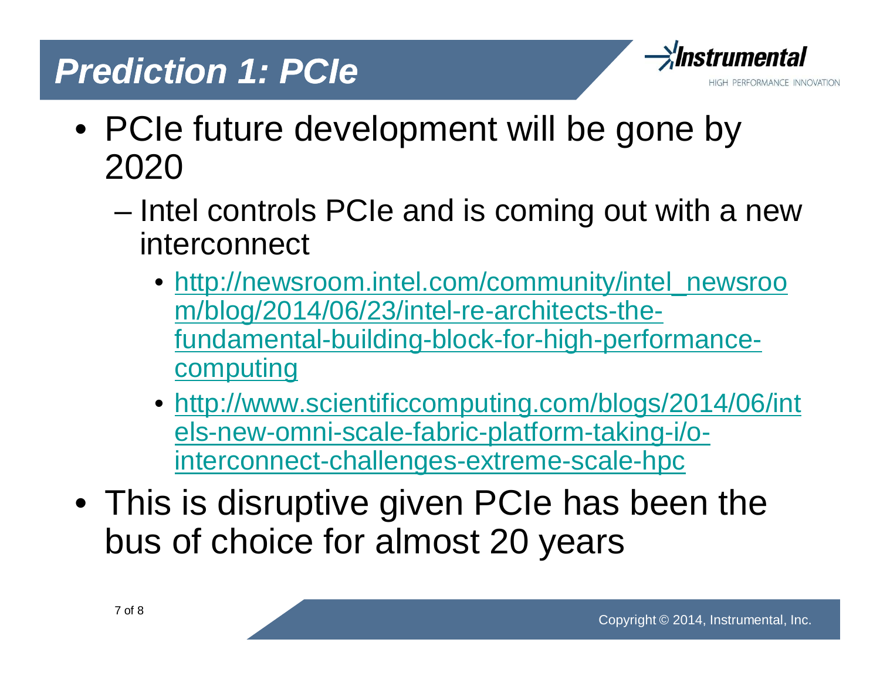# Prediction 1: PCIe

- PCIe future development will be gone by 2020
  - Intel controls PCIe and is coming out with a new interconnect
    - http://newsroom.intel.com/community/intel_newsroom/blog/2014/06/23/intel-re-architects-the-fundamental-building-block-for-high-performance-computing
    - http://www.scientificcomputing.com/blogs/2014/06/intels-new-omni-scale-fabric-platform-taking-i/o-interconnect-challenges-extreme-scale-hpc
- This is disruptive given PCIe has been the bus of choice for almost 20 years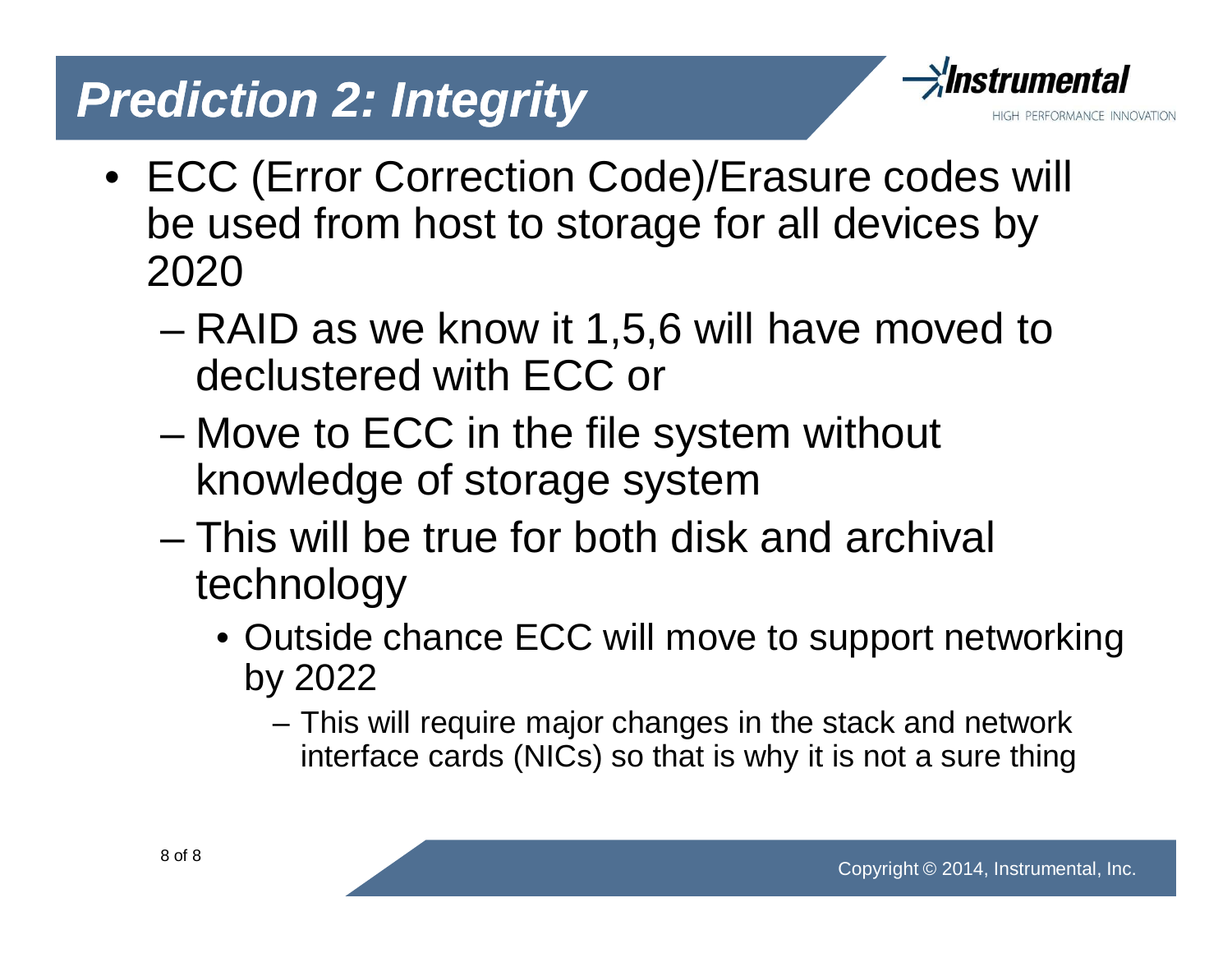# Prediction 2: Integrity

- ECC (Error Correction Code)/Erasure codes will be used from host to storage for all devices by 2020
  - RAID as we know it 1,5,6 will have moved to declustered with ECC or
  - Move to ECC in the file system without knowledge of storage system
  - This will be true for both disk and archival technology
    - Outside chance ECC will move to support networking by 2022
      - This will require major changes in the stack and network interface cards (NICs) so that is why it is not a sure thing